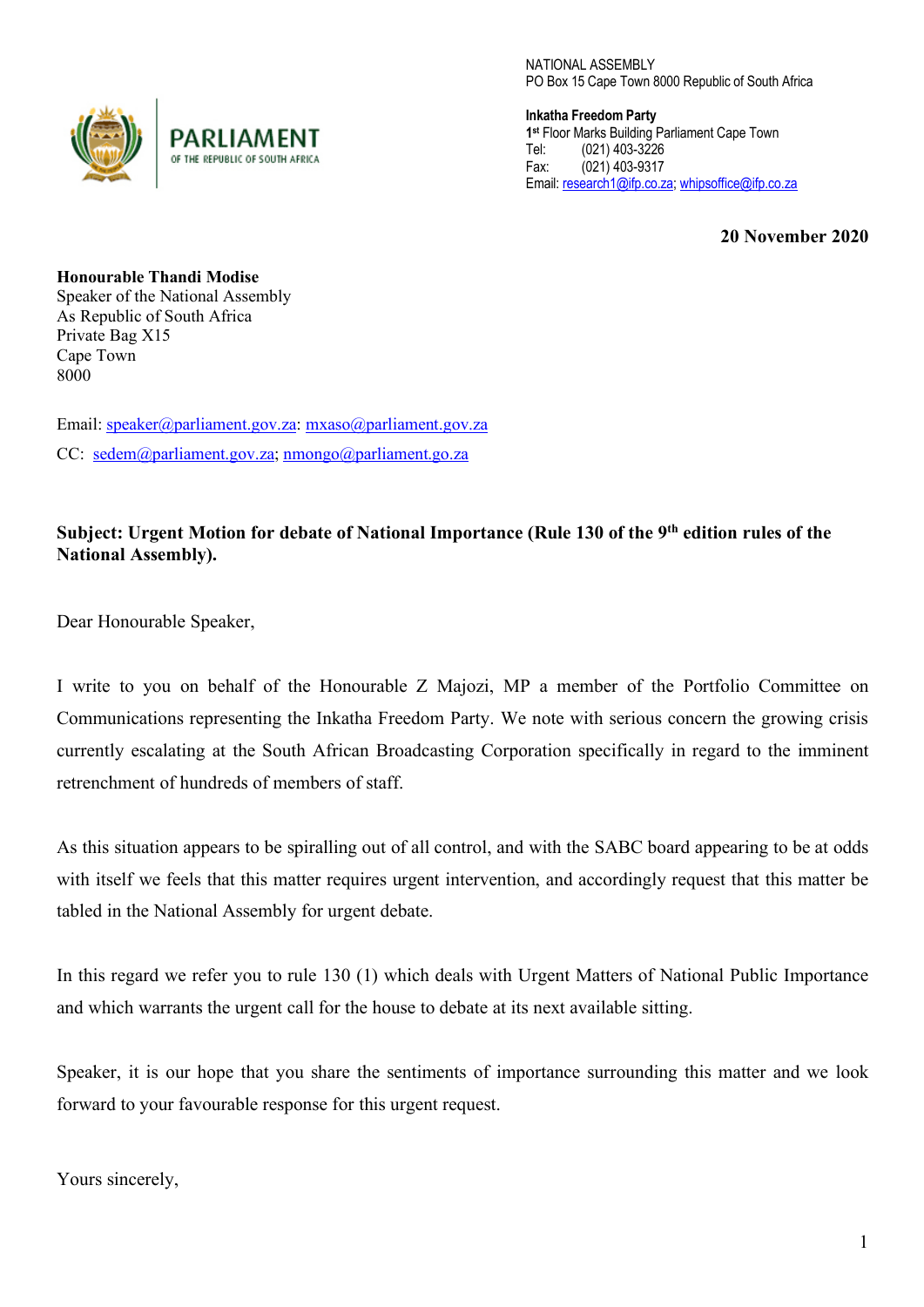PARLIAMENT
OF THE REPUBLIC OF SOUTH AFRICA

NATIONAL ASSEMBLY
PO Box 15 Cape Town 8000 Republic of South Africa

**Inkatha Freedom Party**
1st Floor Marks Building Parliament Cape Town
Tel: (021) 403-3226
Fax: (021) 403-9317
Email: research1@ifp.co.za; whipsoffice@ifp.co.za

**20 November 2020**

**Honourable Thandi Modise**
Speaker of the National Assembly
As Republic of South Africa
Private Bag X15
Cape Town
8000

Email: speaker@parliament.gov.za: mxaso@parliament.gov.za

CC: sedem@parliament.gov.za; nmongo@parliament.go.za

**Subject: Urgent Motion for debate of National Importance (Rule 130 of the 9th edition rules of the National Assembly).**

Dear Honourable Speaker,

I write to you on behalf of the Honourable Z Majozi, MP a member of the Portfolio Committee on Communications representing the Inkatha Freedom Party. We note with serious concern the growing crisis currently escalating at the South African Broadcasting Corporation specifically in regard to the imminent retrenchment of hundreds of members of staff.

As this situation appears to be spiralling out of all control, and with the SABC board appearing to be at odds with itself we feels that this matter requires urgent intervention, and accordingly request that this matter be tabled in the National Assembly for urgent debate.

In this regard we refer you to rule 130 (1) which deals with Urgent Matters of National Public Importance and which warrants the urgent call for the house to debate at its next available sitting.

Speaker, it is our hope that you share the sentiments of importance surrounding this matter and we look forward to your favourable response for this urgent request.

Yours sincerely,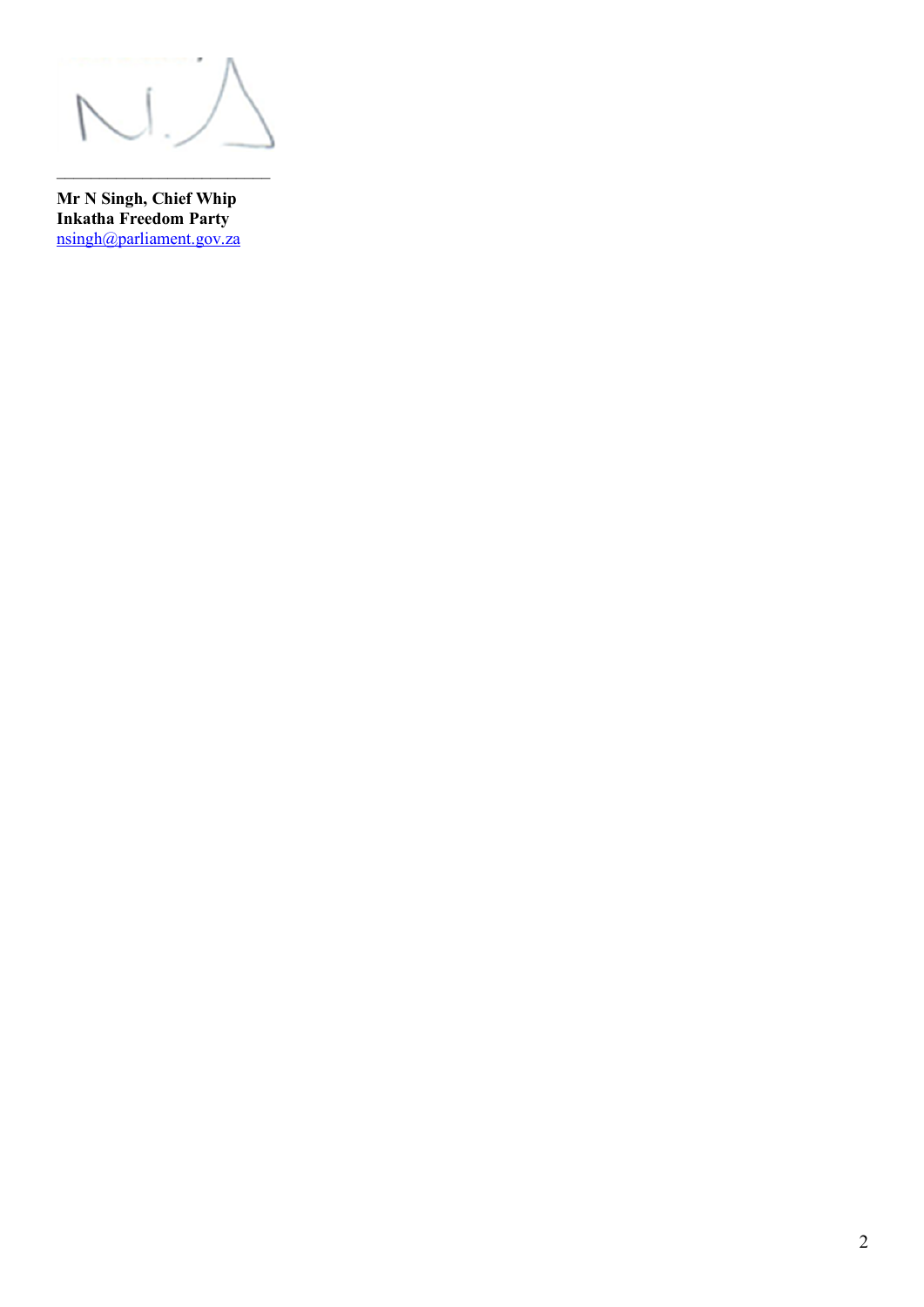___________________________

**Mr N Singh, Chief Whip**
**Inkatha Freedom Party**
nsingh@parliament.gov.za